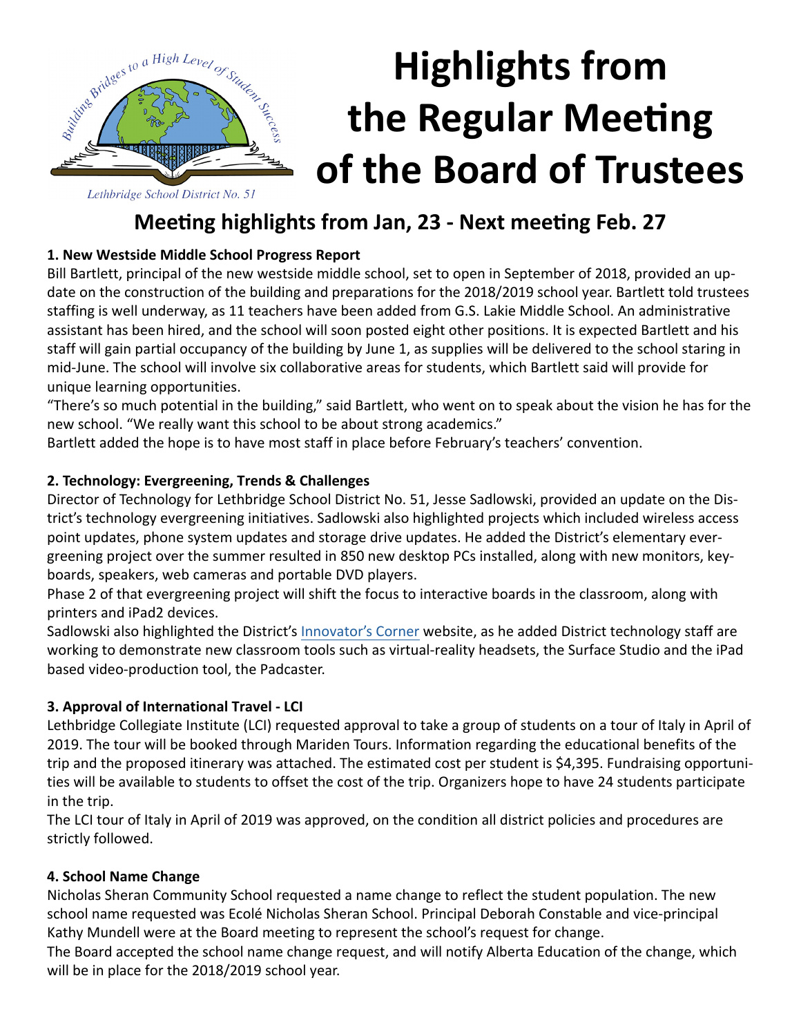# Highlights from the Regular Meeting of the Board of Trustees

Lethbridge School District No. 51

## Meeting highlights from Jan, 23 - Next meeting Feb. 27

**1. New Westside Middle School Progress Report**

Bill Bartlett, principal of the new westside middle school, set to open in September of 2018, provided an update on the construction of the building and preparations for the 2018/2019 school year. Bartlett told trustees staffing is well underway, as 11 teachers have been added from G.S. Lakie Middle School. An administrative assistant has been hired, and the school will soon posted eight other positions. It is expected Bartlett and his staff will gain partial occupancy of the building by June 1, as supplies will be delivered to the school staring in mid-June. The school will involve six collaborative areas for students, which Bartlett said will provide for unique learning opportunities.

"There's so much potential in the building," said Bartlett, who went on to speak about the vision he has for the new school. "We really want this school to be about strong academics."

Bartlett added the hope is to have most staff in place before February's teachers' convention.

**2. Technology: Evergreening, Trends & Challenges**

Director of Technology for Lethbridge School District No. 51, Jesse Sadlowski, provided an update on the District's technology evergreening initiatives. Sadlowski also highlighted projects which included wireless access point updates, phone system updates and storage drive updates. He added the District's elementary evergreening project over the summer resulted in 850 new desktop PCs installed, along with new monitors, keyboards, speakers, web cameras and portable DVD players.

Phase 2 of that evergreening project will shift the focus to interactive boards in the classroom, along with printers and iPad2 devices.

Sadlowski also highlighted the District's Innovator's Corner website, as he added District technology staff are working to demonstrate new classroom tools such as virtual-reality headsets, the Surface Studio and the iPad based video-production tool, the Padcaster.

**3. Approval of International Travel - LCI**

Lethbridge Collegiate Institute (LCI) requested approval to take a group of students on a tour of Italy in April of 2019. The tour will be booked through Mariden Tours. Information regarding the educational benefits of the trip and the proposed itinerary was attached. The estimated cost per student is $4,395. Fundraising opportunities will be available to students to offset the cost of the trip. Organizers hope to have 24 students participate in the trip.

The LCI tour of Italy in April of 2019 was approved, on the condition all district policies and procedures are strictly followed.

**4. School Name Change**

Nicholas Sheran Community School requested a name change to reflect the student population. The new school name requested was Ecolé Nicholas Sheran School. Principal Deborah Constable and vice-principal Kathy Mundell were at the Board meeting to represent the school's request for change.

The Board accepted the school name change request, and will notify Alberta Education of the change, which will be in place for the 2018/2019 school year.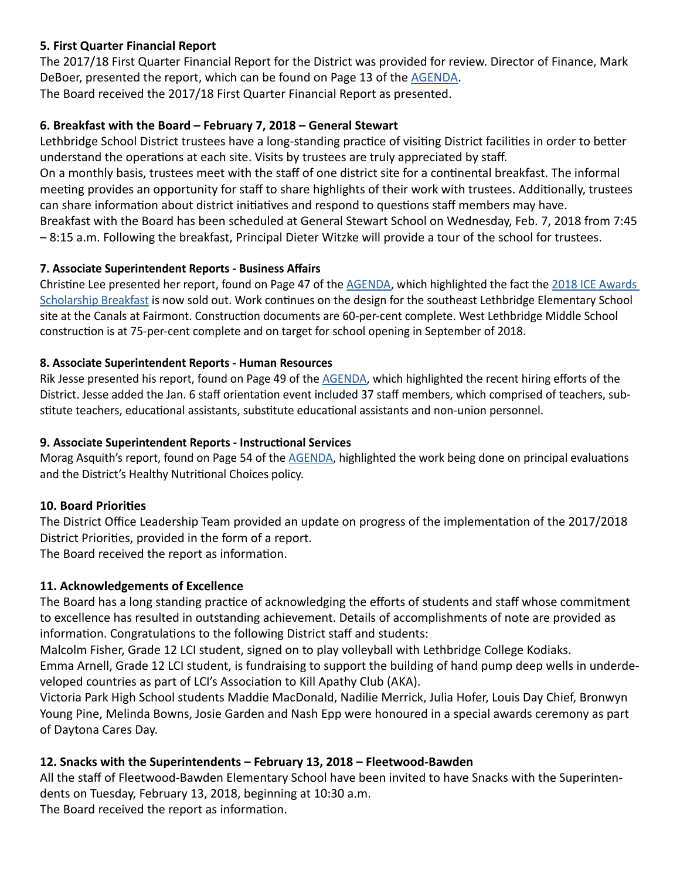**5. First Quarter Financial Report**

The 2017/18 First Quarter Financial Report for the District was provided for review. Director of Finance, Mark DeBoer, presented the report, which can be found on Page 13 of the AGENDA.

The Board received the 2017/18 First Quarter Financial Report as presented.

**6. Breakfast with the Board – February 7, 2018 – General Stewart**

Lethbridge School District trustees have a long-standing practice of visiting District facilities in order to better understand the operations at each site. Visits by trustees are truly appreciated by staff.

On a monthly basis, trustees meet with the staff of one district site for a continental breakfast. The informal meeting provides an opportunity for staff to share highlights of their work with trustees. Additionally, trustees can share information about district initiatives and respond to questions staff members may have.

Breakfast with the Board has been scheduled at General Stewart School on Wednesday, Feb. 7, 2018 from 7:45 – 8:15 a.m. Following the breakfast, Principal Dieter Witzke will provide a tour of the school for trustees.

**7. Associate Superintendent Reports - Business Affairs**

Christine Lee presented her report, found on Page 47 of the AGENDA, which highlighted the fact the 2018 ICE Awards Scholarship Breakfast is now sold out. Work continues on the design for the southeast Lethbridge Elementary School site at the Canals at Fairmont. Construction documents are 60-per-cent complete. West Lethbridge Middle School construction is at 75-per-cent complete and on target for school opening in September of 2018.

**8. Associate Superintendent Reports - Human Resources**

Rik Jesse presented his report, found on Page 49 of the AGENDA, which highlighted the recent hiring efforts of the District. Jesse added the Jan. 6 staff orientation event included 37 staff members, which comprised of teachers, substitute teachers, educational assistants, substitute educational assistants and non-union personnel.

**9. Associate Superintendent Reports - Instructional Services**

Morag Asquith's report, found on Page 54 of the AGENDA, highlighted the work being done on principal evaluations and the District's Healthy Nutritional Choices policy.

**10. Board Priorities**

The District Office Leadership Team provided an update on progress of the implementation of the 2017/2018 District Priorities, provided in the form of a report.

The Board received the report as information.

**11. Acknowledgements of Excellence**

The Board has a long standing practice of acknowledging the efforts of students and staff whose commitment to excellence has resulted in outstanding achievement. Details of accomplishments of note are provided as information. Congratulations to the following District staff and students:

Malcolm Fisher, Grade 12 LCI student, signed on to play volleyball with Lethbridge College Kodiaks.

Emma Arnell, Grade 12 LCI student, is fundraising to support the building of hand pump deep wells in underdeveloped countries as part of LCI's Association to Kill Apathy Club (AKA).

Victoria Park High School students Maddie MacDonald, Nadilie Merrick, Julia Hofer, Louis Day Chief, Bronwyn Young Pine, Melinda Bowns, Josie Garden and Nash Epp were honoured in a special awards ceremony as part of Daytona Cares Day.

**12. Snacks with the Superintendents – February 13, 2018 – Fleetwood-Bawden**

All the staff of Fleetwood-Bawden Elementary School have been invited to have Snacks with the Superintendents on Tuesday, February 13, 2018, beginning at 10:30 a.m.

The Board received the report as information.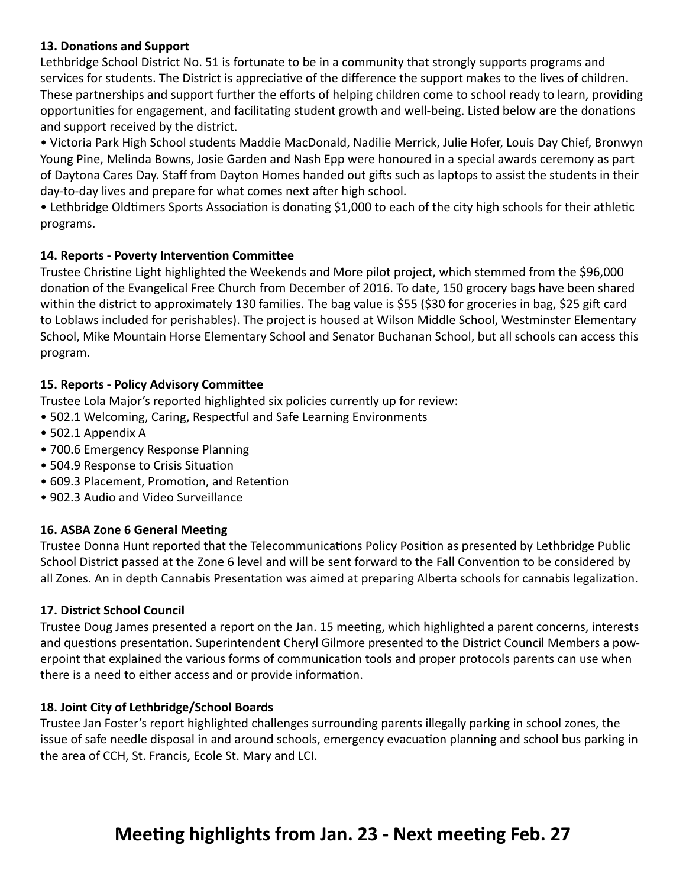**13. Donations and Support**

Lethbridge School District No. 51 is fortunate to be in a community that strongly supports programs and services for students. The District is appreciative of the difference the support makes to the lives of children. These partnerships and support further the efforts of helping children come to school ready to learn, providing opportunities for engagement, and facilitating student growth and well-being. Listed below are the donations and support received by the district.

- Victoria Park High School students Maddie MacDonald, Nadilie Merrick, Julie Hofer, Louis Day Chief, Bronwyn Young Pine, Melinda Bowns, Josie Garden and Nash Epp were honoured in a special awards ceremony as part of Daytona Cares Day. Staff from Dayton Homes handed out gifts such as laptops to assist the students in their day-to-day lives and prepare for what comes next after high school.
- Lethbridge Oldtimers Sports Association is donating $1,000 to each of the city high schools for their athletic programs.

**14. Reports - Poverty Intervention Committee**

Trustee Christine Light highlighted the Weekends and More pilot project, which stemmed from the $96,000 donation of the Evangelical Free Church from December of 2016. To date, 150 grocery bags have been shared within the district to approximately 130 families. The bag value is $55 ($30 for groceries in bag, $25 gift card to Loblaws included for perishables). The project is housed at Wilson Middle School, Westminster Elementary School, Mike Mountain Horse Elementary School and Senator Buchanan School, but all schools can access this program.

**15. Reports - Policy Advisory Committee**

Trustee Lola Major's reported highlighted six policies currently up for review:

- 502.1 Welcoming, Caring, Respectful and Safe Learning Environments
- 502.1 Appendix A
- 700.6 Emergency Response Planning
- 504.9 Response to Crisis Situation
- 609.3 Placement, Promotion, and Retention
- 902.3 Audio and Video Surveillance

**16. ASBA Zone 6 General Meeting**

Trustee Donna Hunt reported that the Telecommunications Policy Position as presented by Lethbridge Public School District passed at the Zone 6 level and will be sent forward to the Fall Convention to be considered by all Zones. An in depth Cannabis Presentation was aimed at preparing Alberta schools for cannabis legalization.

**17. District School Council**

Trustee Doug James presented a report on the Jan. 15 meeting, which highlighted a parent concerns, interests and questions presentation. Superintendent Cheryl Gilmore presented to the District Council Members a powerpoint that explained the various forms of communication tools and proper protocols parents can use when there is a need to either access and or provide information.

**18. Joint City of Lethbridge/School Boards**

Trustee Jan Foster's report highlighted challenges surrounding parents illegally parking in school zones, the issue of safe needle disposal in and around schools, emergency evacuation planning and school bus parking in the area of CCH, St. Francis, Ecole St. Mary and LCI.

## Meeting highlights from Jan. 23 - Next meeting Feb. 27